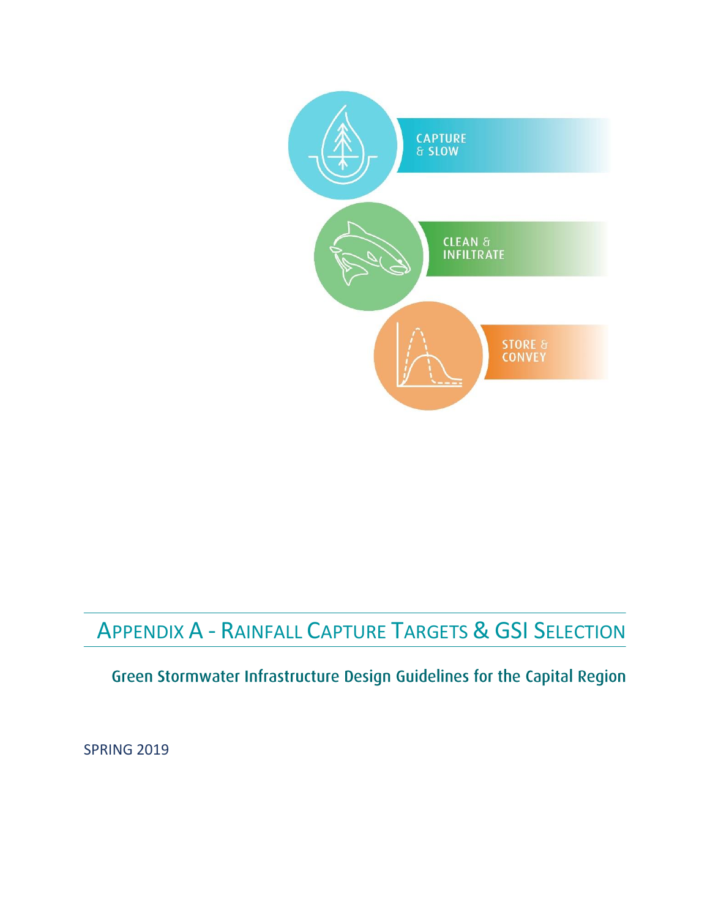CAPTURE & SLOW

CLEAN & INFILTRATE

STORE & CONVEY

# Appendix A - Rainfall Capture Targets & GSI Selection

## Green Stormwater Infrastructure Design Guidelines for the Capital Region

SPRING 2019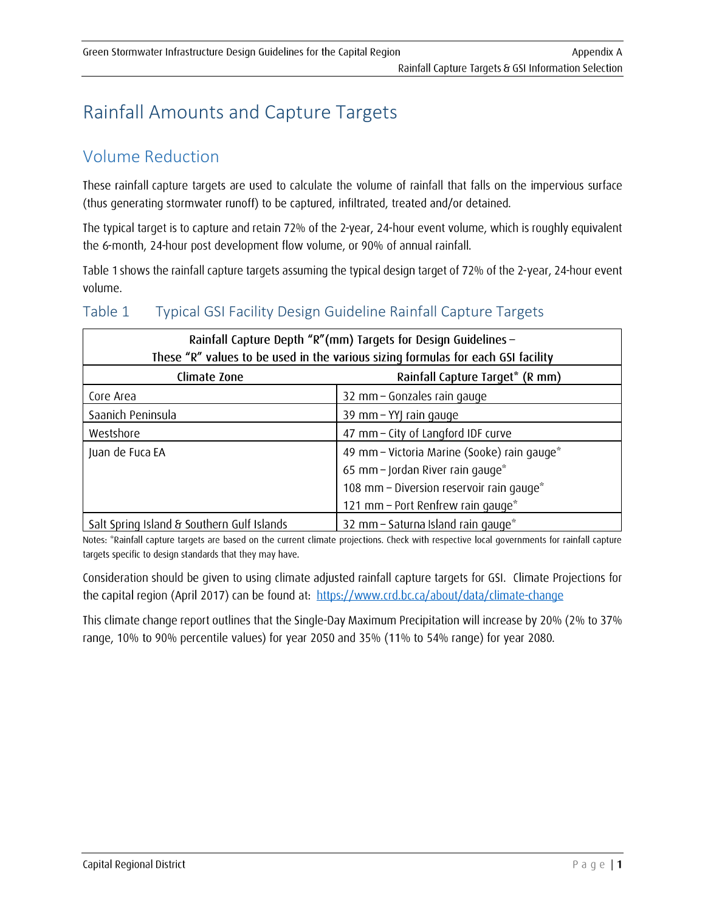# Rainfall Amounts and Capture Targets

## Volume Reduction

These rainfall capture targets are used to calculate the volume of rainfall that falls on the impervious surface (thus generating stormwater runoff) to be captured, infiltrated, treated and/or detained.

The typical target is to capture and retain 72% of the 2-year, 24-hour event volume, which is roughly equivalent the 6-month, 24-hour post development flow volume, or 90% of annual rainfall.

Table 1 shows the rainfall capture targets assuming the typical design target of 72% of the 2-year, 24-hour event volume.

### Table 1 Typical GSI Facility Design Guideline Rainfall Capture Targets

| Rainfall Capture Depth "R"(mm) Targets for Design Guidelines – These "R" values to be used in the various sizing formulas for each GSI facility | |
|---|---|
| **Climate Zone** | **Rainfall Capture Target* (R mm)** |
| Core Area | 32 mm – Gonzales rain gauge |
| Saanich Peninsula | 39 mm – YYJ rain gauge |
| Westshore | 47 mm – City of Langford IDF curve |
| Juan de Fuca EA | 49 mm – Victoria Marine (Sooke) rain gauge*<br>65 mm – Jordan River rain gauge*<br>108 mm – Diversion reservoir rain gauge*<br>121 mm – Port Renfrew rain gauge* |
| Salt Spring Island & Southern Gulf Islands | 32 mm – Saturna Island rain gauge* |

Notes: *Rainfall capture targets are based on the current climate projections. Check with respective local governments for rainfall capture targets specific to design standards that they may have.

Consideration should be given to using climate adjusted rainfall capture targets for GSI. Climate Projections for the capital region (April 2017) can be found at: https://www.crd.bc.ca/about/data/climate-change

This climate change report outlines that the Single-Day Maximum Precipitation will increase by 20% (2% to 37% range, 10% to 90% percentile values) for year 2050 and 35% (11% to 54% range) for year 2080.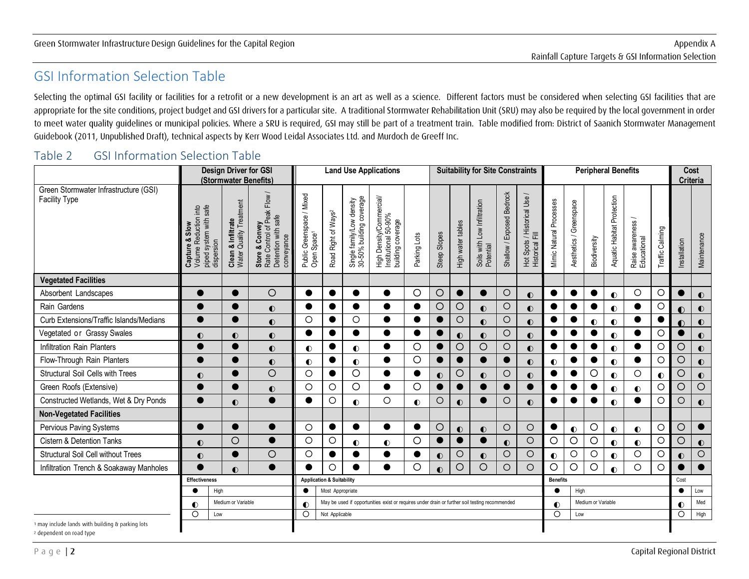## GSI Information Selection Table

Selecting the optimal GSI facility or facilities for a retrofit or a new development is an art as well as a science. Different factors must be considered when selecting GSI facilities that are appropriate for the site conditions, project budget and GSI drivers for a particular site. A traditional Stormwater Rehabilitation Unit (SRU) may also be required by the local government in order to meet water quality guidelines or municipal policies. Where a SRU is required, GSI may still be part of a treatment train. Table modified from: District of Saanich Stormwater Management Guidebook (2011, Unpublished Draft), technical aspects by Kerr Wood Leidal Associates Ltd. and Murdoch de Greeff Inc.

### Table 2 GSI Information Selection Table

| | Design Driver for GSI (Stormwater Benefits) | | | Land Use Applications | | | | | Suitability for Site Constraints | | | | | Peripheral Benefits | | | | | | Cost Criteria | |
|---|---|---|---|---|---|---|---|---|---|---|---|---|---|---|---|---|---|---|---|---|---|
| Green Stormwater Infrastructure (GSI) Facility Type | **Capture & Slow** Volume Reduction into piped system with safe dispersion | **Clean & Infiltrate** Water Quality Treatment | **Store & Convey** Rate Control of Peak Flow / Detention with safe conveyance | Public Greenspace / Mixed Open Space[1] | Road Right of Ways[2] | Single family/Low density 30-50% building coverage | High Density/Commercial/ Institutional 50-90% building coverage | Parking Lots | Steep Slopes | High water tables | Soils with Low Infiltration Potential | Shallow / Exposed Bedrock | Hot Spots / Historical Use / Historical Fill | Mimic Natural Processes | Aesthetics / Greenspace | Biodiversity | Aquatic Habitat Protection | Raise awareness / Educational | Traffic Calming | Installation | Maintenance |
| **Vegetated Facilities** | | | | | | | | | | | | | | | | | | | | | |
| Absorbent Landscapes | ● | ● | ○ | ● | ● | ● | ● | ○ | ○ | ● | ● | ○ | ◐ | ● | ● | ● | ◐ | ○ | ○ | ● | ◐ |
| Rain Gardens | ● | ● | ◐ | ● | ● | ● | ● | ● | ○ | ○ | ◐ | ○ | ◐ | ● | ● | ● | ◐ | ● | ○ | ◐ | ◐ |
| Curb Extensions/Traffic Islands/Medians | ● | ● | ◐ | ○ | ● | ○ | ● | ● | ● | ○ | ◐ | ○ | ◐ | ● | ● | ◐ | ◐ | ● | ● | ◐ | ◐ |
| Vegetated or Grassy Swales | ◐ | ◐ | ◐ | ● | ● | ● | ● | ● | ● | ◐ | ◐ | ○ | ◐ | ● | ● | ● | ◐ | ● | ○ | ● | ◐ |
| Infiltration Rain Planters | ● | ● | ◐ | ◐ | ● | ◐ | ● | ○ | ● | ○ | ○ | ○ | ◐ | ● | ● | ● | ◐ | ● | ○ | ○ | ◐ |
| Flow-Through Rain Planters | ● | ● | ◐ | ◐ | ● | ◐ | ● | ○ | ● | ● | ● | ● | ◐ | ◐ | ● | ● | ◐ | ● | ○ | ○ | ◐ |
| Structural Soil Cells with Trees | ◐ | ● | ○ | ○ | ● | ○ | ● | ● | ◐ | ○ | ◐ | ○ | ◐ | ● | ● | ○ | ◐ | ○ | ◐ | ○ | ◐ |
| Green Roofs (Extensive) | ● | ● | ◐ | ○ | ○ | ○ | ● | ○ | ● | ● | ● | ● | ● | ● | ● | ● | ◐ | ◐ | ○ | ○ | ○ |
| Constructed Wetlands, Wet & Dry Ponds | ● | ◐ | ● | ● | ○ | ◐ | ○ | ◐ | ○ | ◐ | ● | ○ | ◐ | ● | ● | ● | ◐ | ● | ○ | ○ | ◐ |
| **Non-Vegetated Facilities** | | | | | | | | | | | | | | | | | | | | | |
| Pervious Paving Systems | ● | ● | ● | ○ | ● | ● | ● | ● | ○ | ◐ | ◐ | ○ | ○ | ● | ◐ | ○ | ◐ | ◐ | ○ | ○ | ● |
| Cistern & Detention Tanks | ◐ | ○ | ● | ○ | ○ | ◐ | ◐ | ○ | ● | ● | ● | ◐ | ○ | ○ | ○ | ○ | ◐ | ◐ | ○ | ○ | ◐ |
| Structural Soil Cell without Trees | ◐ | ● | ○ | ○ | ● | ● | ● | ● | ◐ | ○ | ◐ | ○ | ○ | ◐ | ○ | ○ | ◐ | ○ | ○ | ◐ | ○ |
| Infiltration Trench & Soakaway Manholes | ● | ◐ | ● | ● | ○ | ● | ● | ○ | ◐ | ○ | ○ | ○ | ○ | ○ | ○ | ○ | ◐ | ○ | ○ | ● | ● |

**Effectiveness**
- ● High
- ◐ Medium or Variable
- ○ Low

**Application & Suitability**
- ● Most Appropriate
- ◐ May be used if opportunities exist or requires under drain or further soil testing recommended
- ○ Not Applicable

**Benefits**
- ● High
- ◐ Medium or Variable
- ○ Low

**Cost**
- ● Low
- ◐ Med
- ○ High

[1] may include lands with building & parking lots
[2] dependent on road type